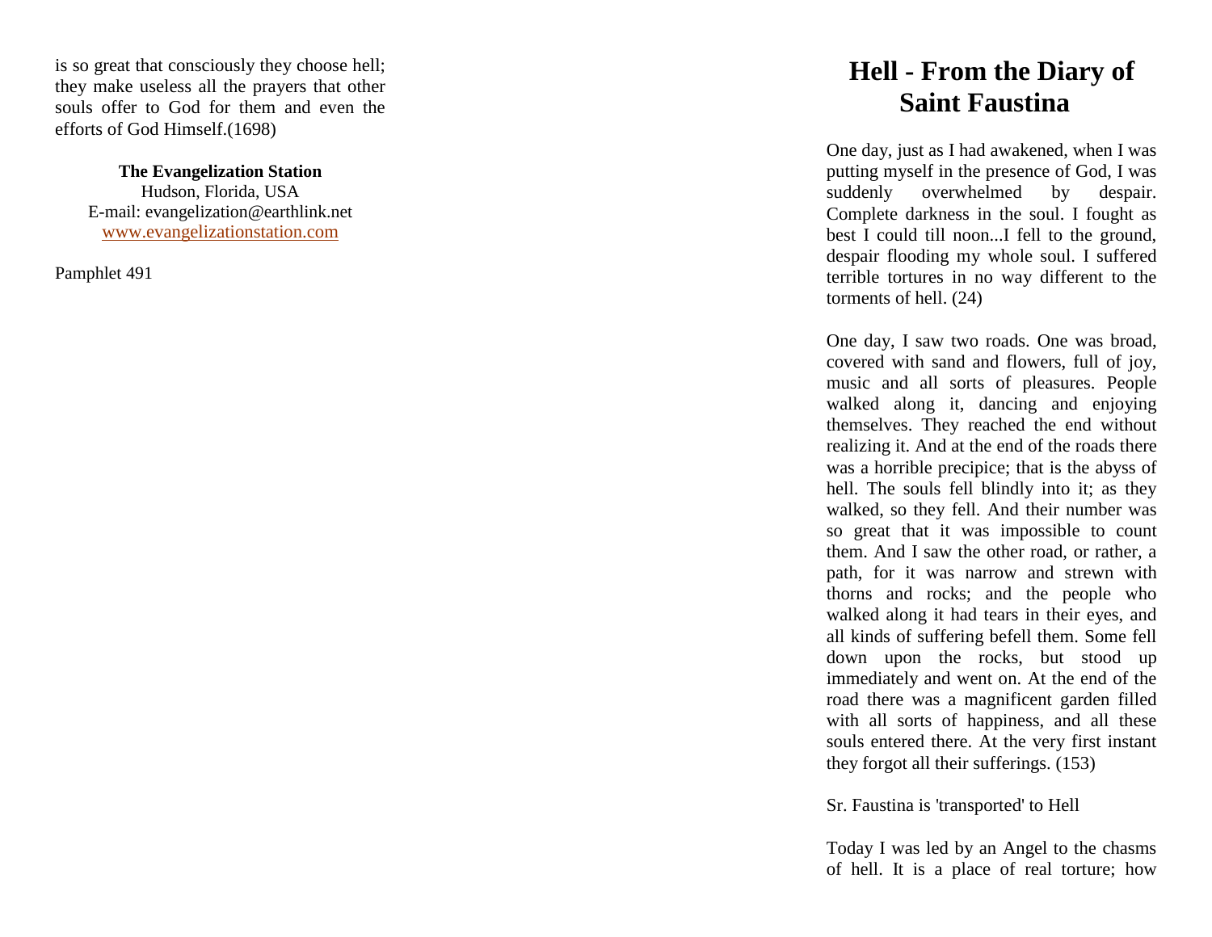is so great that consciously they choose hell; they make useless all the prayers that other souls offer to God for them and even the efforts of God Himself.(1698)

**The Evangelization Station**
Hudson, Florida, USA
E-mail: evangelization@earthlink.net
www.evangelizationstation.com

Pamphlet 491

# Hell - From the Diary of Saint Faustina

One day, just as I had awakened, when I was putting myself in the presence of God, I was suddenly overwhelmed by despair. Complete darkness in the soul. I fought as best I could till noon...I fell to the ground, despair flooding my whole soul. I suffered terrible tortures in no way different to the torments of hell. (24)

One day, I saw two roads. One was broad, covered with sand and flowers, full of joy, music and all sorts of pleasures. People walked along it, dancing and enjoying themselves. They reached the end without realizing it. And at the end of the roads there was a horrible precipice; that is the abyss of hell. The souls fell blindly into it; as they walked, so they fell. And their number was so great that it was impossible to count them. And I saw the other road, or rather, a path, for it was narrow and strewn with thorns and rocks; and the people who walked along it had tears in their eyes, and all kinds of suffering befell them. Some fell down upon the rocks, but stood up immediately and went on. At the end of the road there was a magnificent garden filled with all sorts of happiness, and all these souls entered there. At the very first instant they forgot all their sufferings. (153)

Sr. Faustina is 'transported' to Hell

Today I was led by an Angel to the chasms of hell. It is a place of real torture; how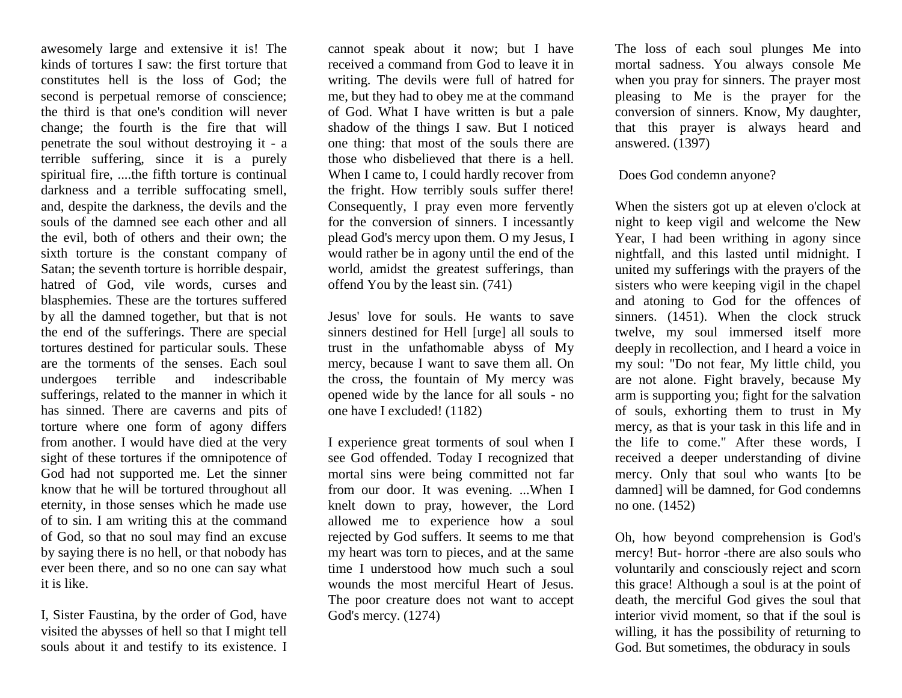awesomely large and extensive it is! The kinds of tortures I saw: the first torture that constitutes hell is the loss of God; the second is perpetual remorse of conscience; the third is that one's condition will never change; the fourth is the fire that will penetrate the soul without destroying it - a terrible suffering, since it is a purely spiritual fire, ....the fifth torture is continual darkness and a terrible suffocating smell, and, despite the darkness, the devils and the souls of the damned see each other and all the evil, both of others and their own; the sixth torture is the constant company of Satan; the seventh torture is horrible despair, hatred of God, vile words, curses and blasphemies. These are the tortures suffered by all the damned together, but that is not the end of the sufferings. There are special tortures destined for particular souls. These are the torments of the senses. Each soul undergoes terrible and indescribable sufferings, related to the manner in which it has sinned. There are caverns and pits of torture where one form of agony differs from another. I would have died at the very sight of these tortures if the omnipotence of God had not supported me. Let the sinner know that he will be tortured throughout all eternity, in those senses which he made use of to sin. I am writing this at the command of God, so that no soul may find an excuse by saying there is no hell, or that nobody has ever been there, and so no one can say what it is like.

I, Sister Faustina, by the order of God, have visited the abysses of hell so that I might tell souls about it and testify to its existence. I cannot speak about it now; but I have received a command from God to leave it in writing. The devils were full of hatred for me, but they had to obey me at the command of God. What I have written is but a pale shadow of the things I saw. But I noticed one thing: that most of the souls there are those who disbelieved that there is a hell. When I came to, I could hardly recover from the fright. How terribly souls suffer there! Consequently, I pray even more fervently for the conversion of sinners. I incessantly plead God's mercy upon them. O my Jesus, I would rather be in agony until the end of the world, amidst the greatest sufferings, than offend You by the least sin. (741)

Jesus' love for souls. He wants to save sinners destined for Hell [urge] all souls to trust in the unfathomable abyss of My mercy, because I want to save them all. On the cross, the fountain of My mercy was opened wide by the lance for all souls - no one have I excluded! (1182)

I experience great torments of soul when I see God offended. Today I recognized that mortal sins were being committed not far from our door. It was evening. ...When I knelt down to pray, however, the Lord allowed me to experience how a soul rejected by God suffers. It seems to me that my heart was torn to pieces, and at the same time I understood how much such a soul wounds the most merciful Heart of Jesus. The poor creature does not want to accept God's mercy. (1274)

The loss of each soul plunges Me into mortal sadness. You always console Me when you pray for sinners. The prayer most pleasing to Me is the prayer for the conversion of sinners. Know, My daughter, that this prayer is always heard and answered. (1397)

Does God condemn anyone?

When the sisters got up at eleven o'clock at night to keep vigil and welcome the New Year, I had been writhing in agony since nightfall, and this lasted until midnight. I united my sufferings with the prayers of the sisters who were keeping vigil in the chapel and atoning to God for the offences of sinners. (1451). When the clock struck twelve, my soul immersed itself more deeply in recollection, and I heard a voice in my soul: "Do not fear, My little child, you are not alone. Fight bravely, because My arm is supporting you; fight for the salvation of souls, exhorting them to trust in My mercy, as that is your task in this life and in the life to come." After these words, I received a deeper understanding of divine mercy. Only that soul who wants [to be damned] will be damned, for God condemns no one. (1452)

Oh, how beyond comprehension is God's mercy! But- horror -there are also souls who voluntarily and consciously reject and scorn this grace! Although a soul is at the point of death, the merciful God gives the soul that interior vivid moment, so that if the soul is willing, it has the possibility of returning to God. But sometimes, the obduracy in souls